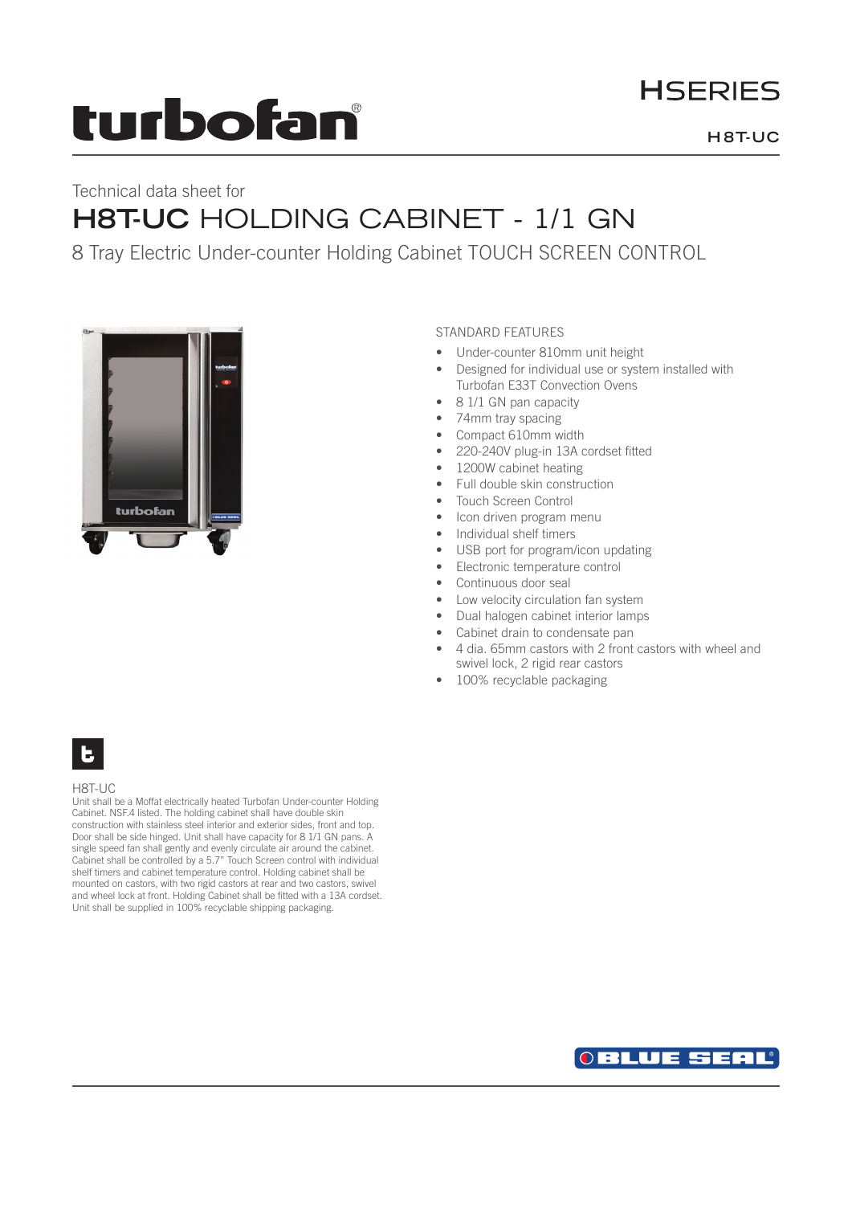# turbofan®

**HSERIES**

**H8T-UC**

Technical data sheet for

## H8T-UC HOLDING CABINET - 1/1 GN

8 Tray Electric Under-counter Holding Cabinet TOUCH SCREEN CONTROL

### STANDARD FEATURES

- Under-counter 810mm unit height
- Designed for individual use or system installed with Turbofan E33T Convection Ovens
- 8 1/1 GN pan capacity
- 74mm tray spacing
- Compact 610mm width
- 220-240V plug-in 13A cordset fitted
- 1200W cabinet heating
- Full double skin construction
- Touch Screen Control
- Icon driven program menu
- Individual shelf timers
- USB port for program/icon updating
- Electronic temperature control
- Continuous door seal
- Low velocity circulation fan system
- Dual halogen cabinet interior lamps
- Cabinet drain to condensate pan
- 4 dia. 65mm castors with 2 front castors with wheel and swivel lock, 2 rigid rear castors
- 100% recyclable packaging

H8T-UC

Unit shall be a Moffat electrically heated Turbofan Under-counter Holding Cabinet. NSF.4 listed. The holding cabinet shall have double skin construction with stainless steel interior and exterior sides, front and top. Door shall be side hinged. Unit shall have capacity for 8 1/1 GN pans. A single speed fan shall gently and evenly circulate air around the cabinet. Cabinet shall be controlled by a 5.7" Touch Screen control with individual shelf timers and cabinet temperature control. Holding cabinet shall be mounted on castors, with two rigid castors at rear and two castors, swivel and wheel lock at front. Holding Cabinet shall be fitted with a 13A cordset. Unit shall be supplied in 100% recyclable shipping packaging.

BLUE SEAL®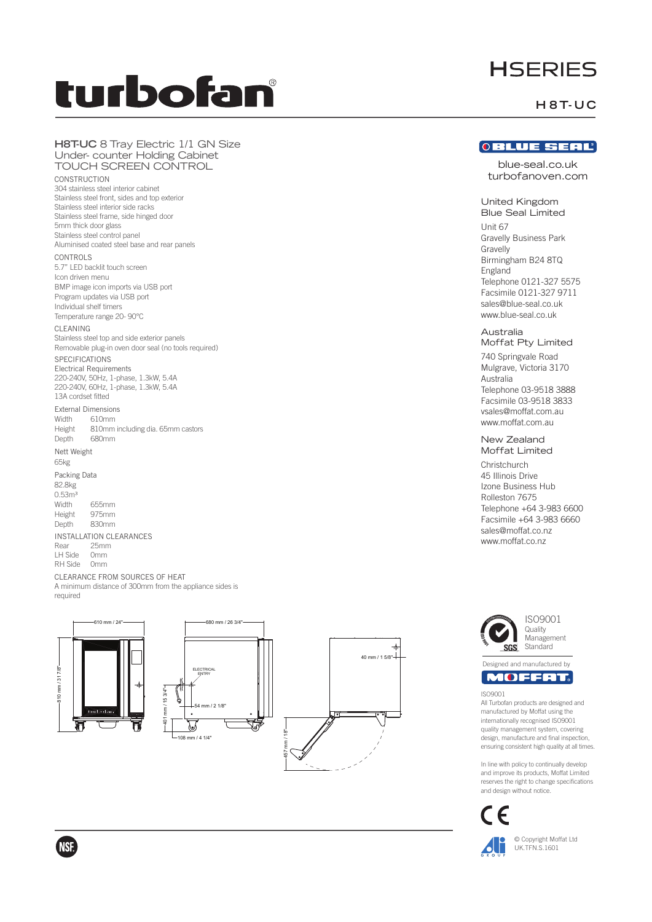# turbofan®

HSERIES

H8T-UC

## H8T-UC 8 Tray Electric 1/1 GN Size Under- counter Holding Cabinet TOUCH SCREEN CONTROL

CONSTRUCTION

304 stainless steel interior cabinet
Stainless steel front, sides and top exterior
Stainless steel interior side racks
Stainless steel frame, side hinged door
5mm thick door glass
Stainless steel control panel
Aluminised coated steel base and rear panels

CONTROLS

5.7" LED backlit touch screen
Icon driven menu
BMP image icon imports via USB port
Program updates via USB port
Individual shelf timers
Temperature range 20- 90°C

CLEANING

Stainless steel top and side exterior panels
Removable plug-in oven door seal (no tools required)

SPECIFICATIONS

Electrical Requirements
220-240V, 50Hz, 1-phase, 1.3kW, 5.4A
220-240V, 60Hz, 1-phase, 1.3kW, 5.4A
13A cordset fitted

External Dimensions

| | |
|---|---|
| Width | 610mm |
| Height | 810mm including dia. 65mm castors |
| Depth | 680mm |

Nett Weight
65kg

Packing Data
82.8kg
0.53m³

| | |
|---|---|
| Width | 655mm |
| Height | 975mm |
| Depth | 830mm |

INSTALLATION CLEARANCES

| | |
|---|---|
| Rear | 25mm |
| LH Side | 0mm |
| RH Side | 0mm |

CLEARANCE FROM SOURCES OF HEAT

A minimum distance of 300mm from the appliance sides is required

610 mm / 24"
810 mm / 31 7/8"
680 mm / 26 3/4"
ELECTRICAL ENTRY
401 mm / 15 3/4"
54 mm / 2 1/8"
108 mm / 4 1/4"
40 mm / 1 5/8"
457 mm / 18"

BLUE SEAL

blue-seal.co.uk
turbofanoven.com

United Kingdom
Blue Seal Limited

Unit 67
Gravelly Business Park
Gravelly
Birmingham B24 8TQ
England
Telephone 0121-327 5575
Facsimile 0121-327 9711
sales@blue-seal.co.uk
www.blue-seal.co.uk

Australia
Moffat Pty Limited

740 Springvale Road
Mulgrave, Victoria 3170
Australia
Telephone 03-9518 3888
Facsimile 03-9518 3833
vsales@moffat.com.au
www.moffat.com.au

New Zealand
Moffat Limited

Christchurch
45 Illinois Drive
Izone Business Hub
Rolleston 7675
Telephone +64 3-983 6600
Facsimile +64 3-983 6660
sales@moffat.co.nz
www.moffat.co.nz

ISO9001 Quality Management Standard

Designed and manufactured by
MOFFAT

ISO9001
All Turbofan products are designed and manufactured by Moffat using the internationally recognised ISO9001 quality management system, covering design, manufacture and final inspection, ensuring consistent high quality at all times.

In line with policy to continually develop and improve its products, Moffat Limited reserves the right to change specifications and design without notice.

© Copyright Moffat Ltd
UK.TFN.S.1601